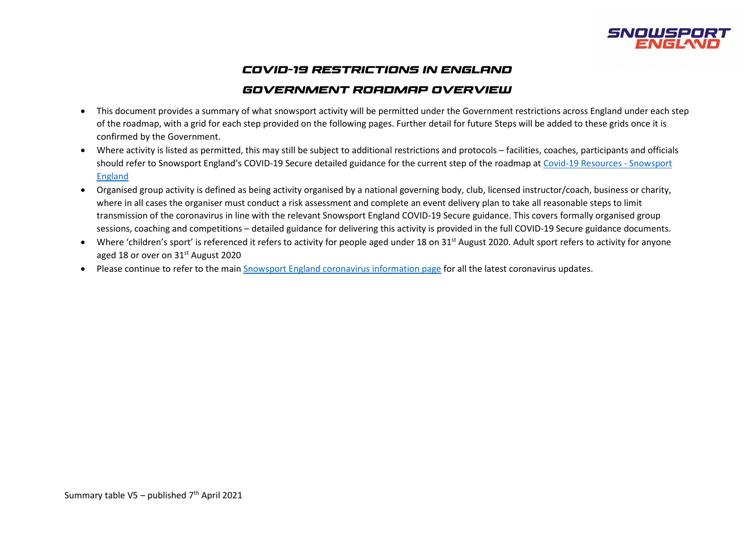# COVID-19 RESTRICTIONS IN ENGLAND

# GOVERNMENT ROADMAP OVERVIEW

- This document provides a summary of what snowsport activity will be permitted under the Government restrictions across England under each step of the roadmap, with a grid for each step provided on the following pages. Further detail for future Steps will be added to these grids once it is confirmed by the Government.
- Where activity is listed as permitted, this may still be subject to additional restrictions and protocols – facilities, coaches, participants and officials should refer to Snowsport England's COVID-19 Secure detailed guidance for the current step of the roadmap at Covid-19 Resources - Snowsport England
- Organised group activity is defined as being activity organised by a national governing body, club, licensed instructor/coach, business or charity, where in all cases the organiser must conduct a risk assessment and complete an event delivery plan to take all reasonable steps to limit transmission of the coronavirus in line with the relevant Snowsport England COVID-19 Secure guidance. This covers formally organised group sessions, coaching and competitions – detailed guidance for delivering this activity is provided in the full COVID-19 Secure guidance documents.
- Where 'children's sport' is referenced it refers to activity for people aged under 18 on 31st August 2020. Adult sport refers to activity for anyone aged 18 or over on 31st August 2020
- Please continue to refer to the main Snowsport England coronavirus information page for all the latest coronavirus updates.

Summary table V5 – published 7th April 2021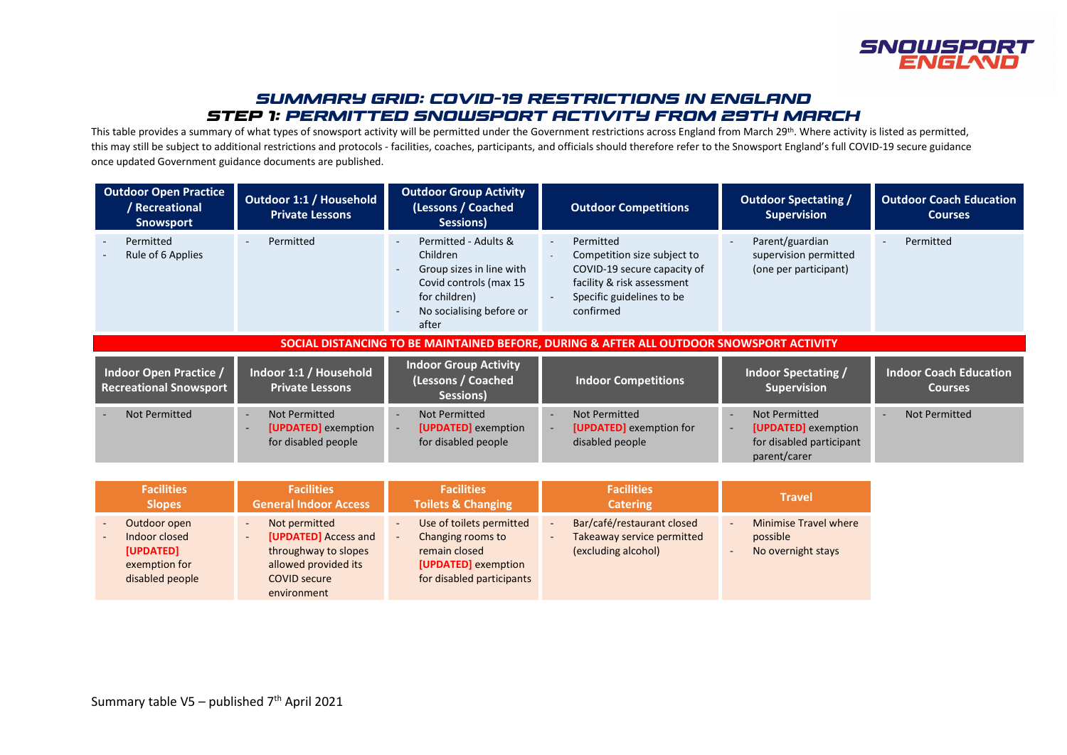# SUMMARY GRID: COVID-19 RESTRICTIONS IN ENGLAND
# STEP 1: PERMITTED SNOWSPORT ACTIVITY FROM 29TH MARCH

This table provides a summary of what types of snowsport activity will be permitted under the Government restrictions across England from March 29th. Where activity is listed as permitted, this may still be subject to additional restrictions and protocols - facilities, coaches, participants, and officials should therefore refer to the Snowsport England's full COVID-19 secure guidance once updated Government guidance documents are published.

| Outdoor Open Practice / Recreational Snowsport | Outdoor 1:1 / Household Private Lessons | Outdoor Group Activity (Lessons / Coached Sessions) | Outdoor Competitions | Outdoor Spectating / Supervision | Outdoor Coach Education Courses |
|---|---|---|---|---|---|
| - Permitted<br>- Rule of 6 Applies | - Permitted | - Permitted - Adults & Children<br>- Group sizes in line with Covid controls (max 15 for children)<br>- No socialising before or after | - Permitted<br>- Competition size subject to COVID-19 secure capacity of facility & risk assessment<br>- Specific guidelines to be confirmed | - Parent/guardian supervision permitted (one per participant) | - Permitted |

**SOCIAL DISTANCING TO BE MAINTAINED BEFORE, DURING & AFTER ALL OUTDOOR SNOWSPORT ACTIVITY**

| Indoor Open Practice / Recreational Snowsport | Indoor 1:1 / Household Private Lessons | Indoor Group Activity (Lessons / Coached Sessions) | Indoor Competitions | Indoor Spectating / Supervision | Indoor Coach Education Courses |
|---|---|---|---|---|---|
| - Not Permitted | - Not Permitted<br>- [UPDATED] exemption for disabled people | - Not Permitted<br>- [UPDATED] exemption for disabled people | - Not Permitted<br>- [UPDATED] exemption for disabled people | - Not Permitted<br>- [UPDATED] exemption for disabled participant parent/carer | - Not Permitted |

| Facilities Slopes | Facilities General Indoor Access | Facilities Toilets & Changing | Facilities Catering | Travel |
|---|---|---|---|---|
| - Outdoor open<br>- Indoor closed [UPDATED] exemption for disabled people | - Not permitted<br>- [UPDATED] Access and throughway to slopes allowed provided its COVID secure environment | - Use of toilets permitted<br>- Changing rooms to remain closed [UPDATED] exemption for disabled participants | - Bar/café/restaurant closed<br>- Takeaway service permitted (excluding alcohol) | - Minimise Travel where possible<br>- No overnight stays |

Summary table V5 – published 7th April 2021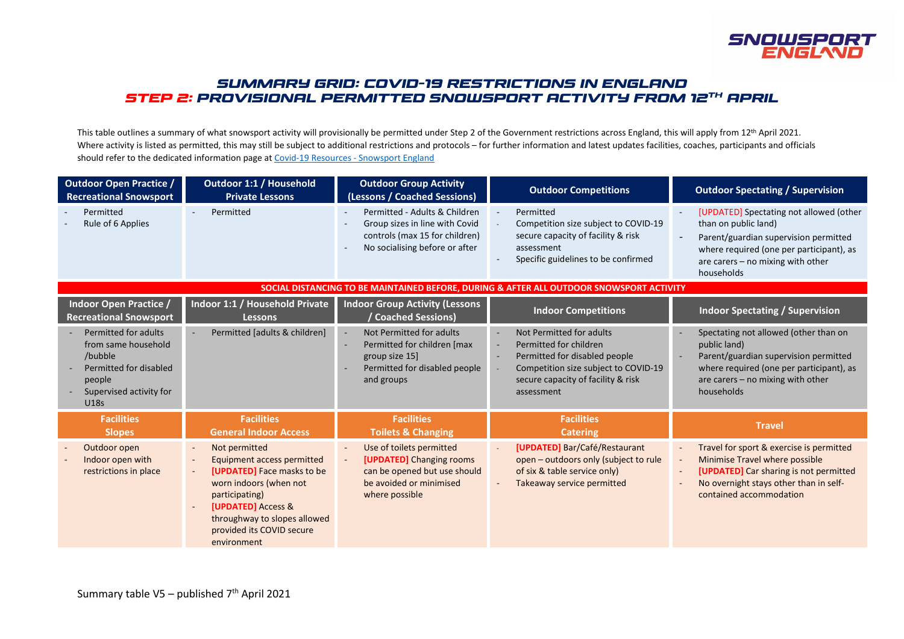# SUMMARY GRID: COVID-19 RESTRICTIONS IN ENGLAND

## STEP 2: PROVISIONAL PERMITTED SNOWSPORT ACTIVITY FROM 12TH APRIL

This table outlines a summary of what snowsport activity will provisionally be permitted under Step 2 of the Government restrictions across England, this will apply from 12th April 2021. Where activity is listed as permitted, this may still be subject to additional restrictions and protocols – for further information and latest updates facilities, coaches, participants and officials should refer to the dedicated information page at Covid-19 Resources - Snowsport England

| Outdoor Open Practice / Recreational Snowsport | Outdoor 1:1 / Household Private Lessons | Outdoor Group Activity (Lessons / Coached Sessions) | Outdoor Competitions | Outdoor Spectating / Supervision |
|---|---|---|---|---|
| - Permitted<br>- Rule of 6 Applies | - Permitted | - Permitted - Adults & Children<br>- Group sizes in line with Covid controls (max 15 for children)<br>- No socialising before or after | - Permitted<br>- Competition size subject to COVID-19 secure capacity of facility & risk assessment<br>- Specific guidelines to be confirmed | - [UPDATED] Spectating not allowed (other than on public land)<br>- Parent/guardian supervision permitted where required (one per participant), as are carers – no mixing with other households |
| **SOCIAL DISTANCING TO BE MAINTAINED BEFORE, DURING & AFTER ALL OUTDOOR SNOWSPORT ACTIVITY** | | | | |
| **Indoor Open Practice / Recreational Snowsport** | **Indoor 1:1 / Household Private Lessons** | **Indoor Group Activity (Lessons / Coached Sessions)** | **Indoor Competitions** | **Indoor Spectating / Supervision** |
| - Permitted for adults from same household /bubble<br>- Permitted for disabled people<br>- Supervised activity for U18s | - Permitted [adults & children] | - Not Permitted for adults<br>- Permitted for children [max group size 15]<br>- Permitted for disabled people and groups | - Not Permitted for adults<br>- Permitted for children<br>- Permitted for disabled people<br>- Competition size subject to COVID-19 secure capacity of facility & risk assessment | - Spectating not allowed (other than on public land)<br>- Parent/guardian supervision permitted where required (one per participant), as are carers – no mixing with other households |
| **Facilities Slopes** | **Facilities General Indoor Access** | **Facilities Toilets & Changing** | **Facilities Catering** | **Travel** |
| - Outdoor open<br>- Indoor open with restrictions in place | - Not permitted<br>- Equipment access permitted<br>- **[UPDATED]** Face masks to be worn indoors (when not participating)<br>- **[UPDATED]** Access & throughway to slopes allowed provided its COVID secure environment | - Use of toilets permitted<br>- **[UPDATED]** Changing rooms can be opened but use should be avoided or minimised where possible | - **[UPDATED]** Bar/Café/Restaurant open – outdoors only (subject to rule of six & table service only)<br>- Takeaway service permitted | - Travel for sport & exercise is permitted<br>- Minimise Travel where possible<br>- **[UPDATED]** Car sharing is not permitted<br>- No overnight stays other than in self-contained accommodation |

Summary table V5 – published 7th April 2021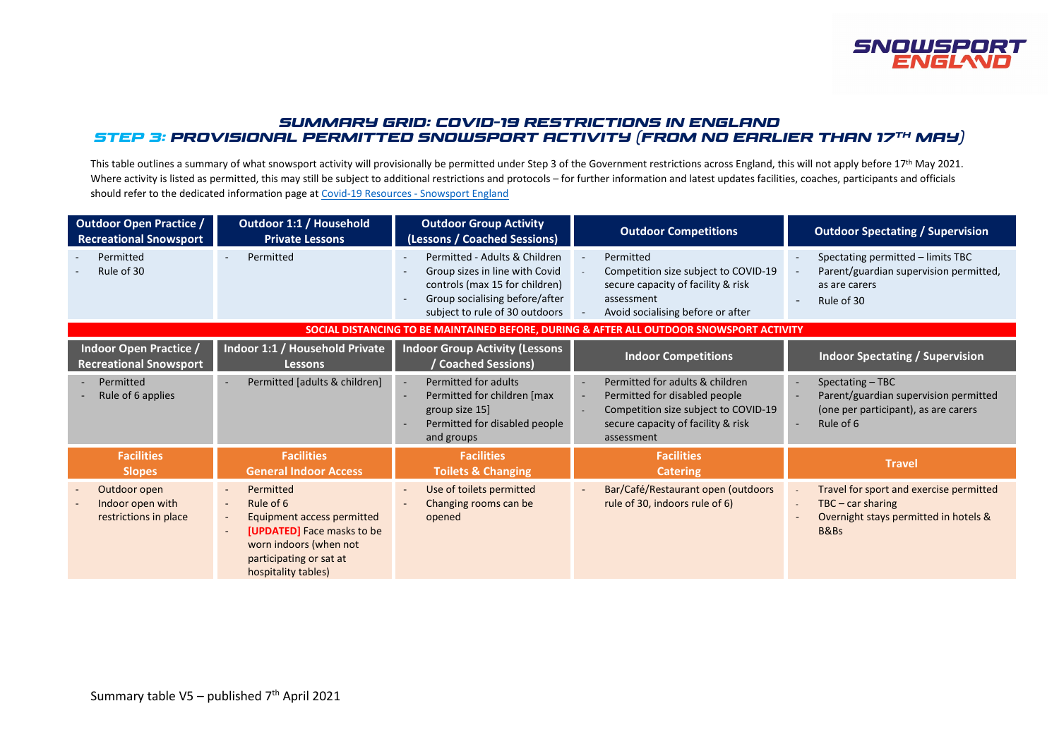# SUMMARY GRID: COVID-19 RESTRICTIONS IN ENGLAND

## STEP 3: PROVISIONAL PERMITTED SNOWSPORT ACTIVITY (FROM NO EARLIER THAN 17TH MAY)

This table outlines a summary of what snowsport activity will provisionally be permitted under Step 3 of the Government restrictions across England, this will not apply before 17th May 2021. Where activity is listed as permitted, this may still be subject to additional restrictions and protocols – for further information and latest updates facilities, coaches, participants and officials should refer to the dedicated information page at Covid-19 Resources - Snowsport England

| **Outdoor Open Practice / Recreational Snowsport** | **Outdoor 1:1 / Household Private Lessons** | **Outdoor Group Activity (Lessons / Coached Sessions)** | **Outdoor Competitions** | **Outdoor Spectating / Supervision** |
|---|---|---|---|---|
| - Permitted<br>- Rule of 30 | - Permitted | - Permitted - Adults & Children<br>- Group sizes in line with Covid controls (max 15 for children)<br>- Group socialising before/after subject to rule of 30 outdoors | - Permitted<br>- Competition size subject to COVID-19 secure capacity of facility & risk assessment<br>- Avoid socialising before or after | - Spectating permitted – limits TBC<br>- Parent/guardian supervision permitted, as are carers<br>- Rule of 30 |
| **SOCIAL DISTANCING TO BE MAINTAINED BEFORE, DURING & AFTER ALL OUTDOOR SNOWSPORT ACTIVITY** | | | | |
| **Indoor Open Practice / Recreational Snowsport** | **Indoor 1:1 / Household Private Lessons** | **Indoor Group Activity (Lessons / Coached Sessions)** | **Indoor Competitions** | **Indoor Spectating / Supervision** |
| - Permitted<br>- Rule of 6 applies | - Permitted [adults & children] | - Permitted for adults<br>- Permitted for children [max group size 15]<br>- Permitted for disabled people and groups | - Permitted for adults & children<br>- Permitted for disabled people<br>- Competition size subject to COVID-19 secure capacity of facility & risk assessment | - Spectating – TBC<br>- Parent/guardian supervision permitted (one per participant), as are carers<br>- Rule of 6 |
| **Facilities Slopes** | **Facilities General Indoor Access** | **Facilities Toilets & Changing** | **Facilities Catering** | **Travel** |
| - Outdoor open<br>- Indoor open with restrictions in place | - Permitted<br>- Rule of 6<br>- Equipment access permitted<br>- **[UPDATED]** Face masks to be worn indoors (when not participating or sat at hospitality tables) | - Use of toilets permitted<br>- Changing rooms can be opened | - Bar/Café/Restaurant open (outdoors rule of 30, indoors rule of 6) | - Travel for sport and exercise permitted<br>- TBC – car sharing<br>- Overnight stays permitted in hotels & B&Bs |

Summary table V5 – published 7th April 2021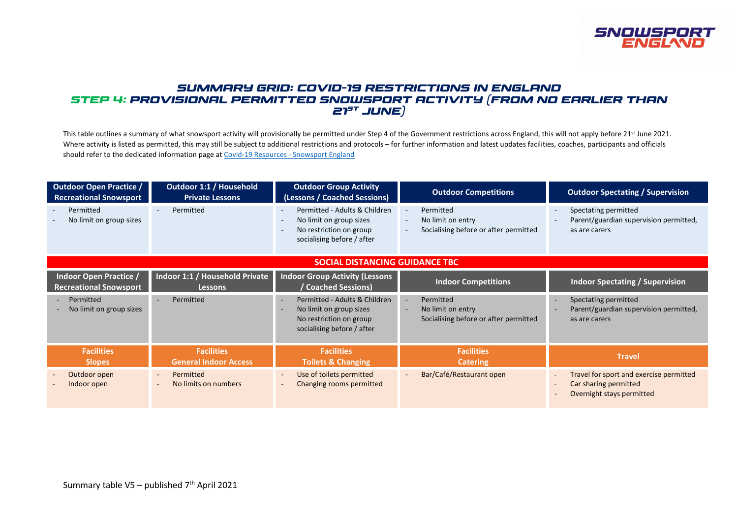# SUMMARY GRID: COVID-19 RESTRICTIONS IN ENGLAND

## STEP 4: PROVISIONAL PERMITTED SNOWSPORT ACTIVITY (FROM NO EARLIER THAN 21ST JUNE)

This table outlines a summary of what snowsport activity will provisionally be permitted under Step 4 of the Government restrictions across England, this will not apply before 21st June 2021. Where activity is listed as permitted, this may still be subject to additional restrictions and protocols – for further information and latest updates facilities, coaches, participants and officials should refer to the dedicated information page at [Covid-19 Resources - Snowsport England]

| Outdoor Open Practice / Recreational Snowsport | Outdoor 1:1 / Household Private Lessons | Outdoor Group Activity (Lessons / Coached Sessions) | Outdoor Competitions | Outdoor Spectating / Supervision |
|---|---|---|---|---|
| - Permitted<br>- No limit on group sizes | - Permitted | - Permitted - Adults & Children<br>- No limit on group sizes<br>- No restriction on group socialising before / after | - Permitted<br>- No limit on entry<br>- Socialising before or after permitted | - Spectating permitted<br>- Parent/guardian supervision permitted, as are carers |
| **SOCIAL DISTANCING GUIDANCE TBC** | | | | |
| **Indoor Open Practice / Recreational Snowsport** | **Indoor 1:1 / Household Private Lessons** | **Indoor Group Activity (Lessons / Coached Sessions)** | **Indoor Competitions** | **Indoor Spectating / Supervision** |
| - Permitted<br>- No limit on group sizes | - Permitted | - Permitted - Adults & Children<br>- No limit on group sizes<br>No restriction on group socialising before / after | - Permitted<br>- No limit on entry<br>Socialising before or after permitted | - Spectating permitted<br>- Parent/guardian supervision permitted, as are carers |
| **Facilities Slopes** | **Facilities General Indoor Access** | **Facilities Toilets & Changing** | **Facilities Catering** | **Travel** |
| - Outdoor open<br>- Indoor open | - Permitted<br>- No limits on numbers | - Use of toilets permitted<br>- Changing rooms permitted | - Bar/Café/Restaurant open | - Travel for sport and exercise permitted<br>- Car sharing permitted<br>- Overnight stays permitted |

Summary table V5 – published 7th April 2021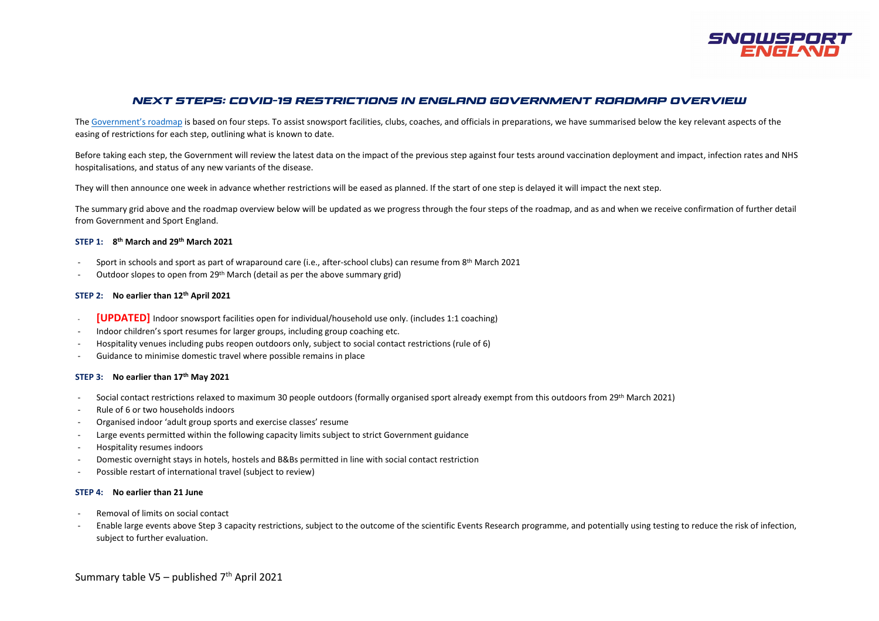# NEXT STEPS: COVID-19 RESTRICTIONS IN ENGLAND GOVERNMENT ROADMAP OVERVIEW

The Government's roadmap is based on four steps. To assist snowsport facilities, clubs, coaches, and officials in preparations, we have summarised below the key relevant aspects of the easing of restrictions for each step, outlining what is known to date.

Before taking each step, the Government will review the latest data on the impact of the previous step against four tests around vaccination deployment and impact, infection rates and NHS hospitalisations, and status of any new variants of the disease.

They will then announce one week in advance whether restrictions will be eased as planned. If the start of one step is delayed it will impact the next step.

The summary grid above and the roadmap overview below will be updated as we progress through the four steps of the roadmap, and as and when we receive confirmation of further detail from Government and Sport England.

### STEP 1: 8th March and 29th March 2021

- Sport in schools and sport as part of wraparound care (i.e., after-school clubs) can resume from 8th March 2021
- Outdoor slopes to open from 29th March (detail as per the above summary grid)

### STEP 2: No earlier than 12th April 2021

- **[UPDATED]** Indoor snowsport facilities open for individual/household use only. (includes 1:1 coaching)
- Indoor children's sport resumes for larger groups, including group coaching etc.
- Hospitality venues including pubs reopen outdoors only, subject to social contact restrictions (rule of 6)
- Guidance to minimise domestic travel where possible remains in place

### STEP 3: No earlier than 17th May 2021

- Social contact restrictions relaxed to maximum 30 people outdoors (formally organised sport already exempt from this outdoors from 29th March 2021)
- Rule of 6 or two households indoors
- Organised indoor 'adult group sports and exercise classes' resume
- Large events permitted within the following capacity limits subject to strict Government guidance
- Hospitality resumes indoors
- Domestic overnight stays in hotels, hostels and B&Bs permitted in line with social contact restriction
- Possible restart of international travel (subject to review)

### STEP 4: No earlier than 21 June

- Removal of limits on social contact
- Enable large events above Step 3 capacity restrictions, subject to the outcome of the scientific Events Research programme, and potentially using testing to reduce the risk of infection, subject to further evaluation.

Summary table V5 – published 7th April 2021